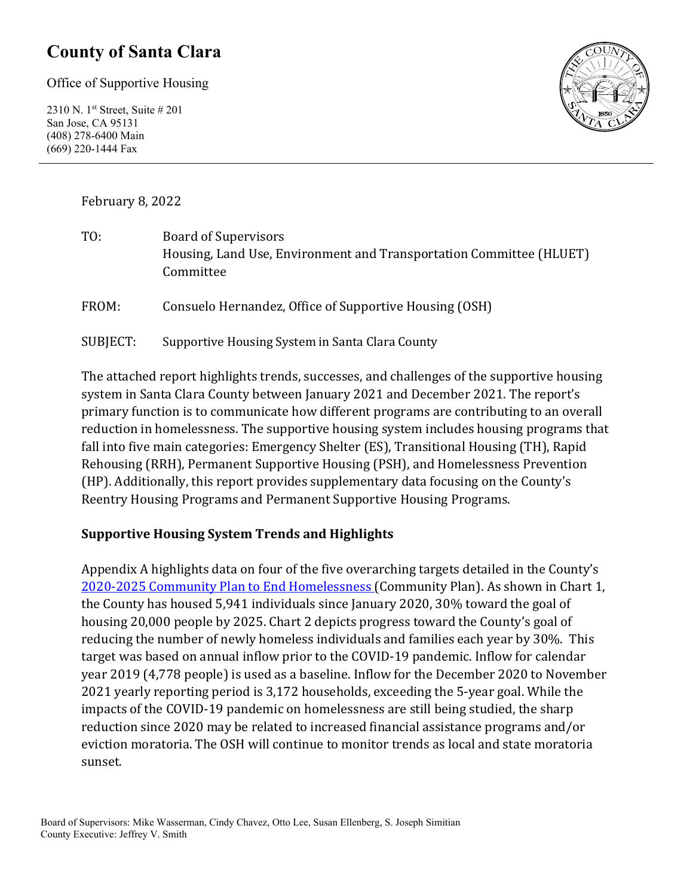# County of Santa Clara

Office of Supportive Housing

2310 N. 1st Street, Suite # 201
San Jose, CA 95131
(408) 278-6400 Main
(669) 220-1444 Fax

February 8, 2022

TO: Board of Supervisors
Housing, Land Use, Environment and Transportation Committee (HLUET) Committee

FROM: Consuelo Hernandez, Office of Supportive Housing (OSH)

SUBJECT: Supportive Housing System in Santa Clara County

The attached report highlights trends, successes, and challenges of the supportive housing system in Santa Clara County between January 2021 and December 2021. The report's primary function is to communicate how different programs are contributing to an overall reduction in homelessness. The supportive housing system includes housing programs that fall into five main categories: Emergency Shelter (ES), Transitional Housing (TH), Rapid Rehousing (RRH), Permanent Supportive Housing (PSH), and Homelessness Prevention (HP). Additionally, this report provides supplementary data focusing on the County's Reentry Housing Programs and Permanent Supportive Housing Programs.

**Supportive Housing System Trends and Highlights**

Appendix A highlights data on four of the five overarching targets detailed in the County's 2020-2025 Community Plan to End Homelessness (Community Plan). As shown in Chart 1, the County has housed 5,941 individuals since January 2020, 30% toward the goal of housing 20,000 people by 2025. Chart 2 depicts progress toward the County's goal of reducing the number of newly homeless individuals and families each year by 30%. This target was based on annual inflow prior to the COVID-19 pandemic. Inflow for calendar year 2019 (4,778 people) is used as a baseline. Inflow for the December 2020 to November 2021 yearly reporting period is 3,172 households, exceeding the 5-year goal. While the impacts of the COVID-19 pandemic on homelessness are still being studied, the sharp reduction since 2020 may be related to increased financial assistance programs and/or eviction moratoria. The OSH will continue to monitor trends as local and state moratoria sunset.

Board of Supervisors: Mike Wasserman, Cindy Chavez, Otto Lee, Susan Ellenberg, S. Joseph Simitian
County Executive: Jeffrey V. Smith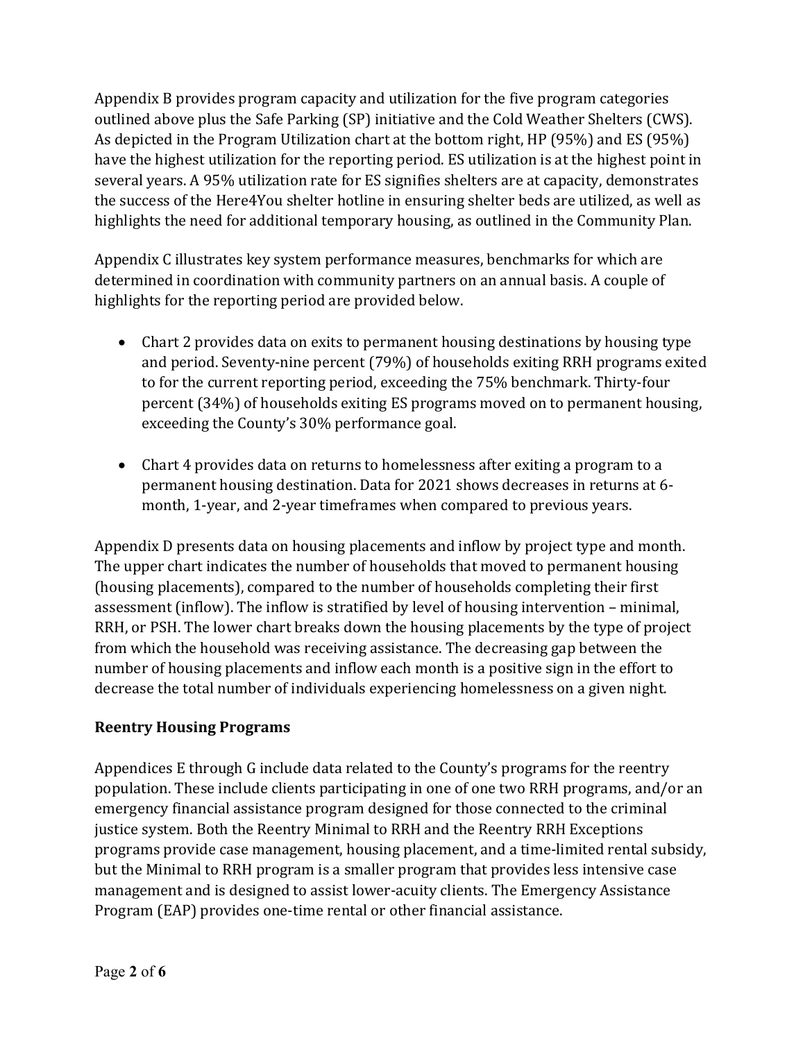Appendix B provides program capacity and utilization for the five program categories outlined above plus the Safe Parking (SP) initiative and the Cold Weather Shelters (CWS). As depicted in the Program Utilization chart at the bottom right, HP (95%) and ES (95%) have the highest utilization for the reporting period. ES utilization is at the highest point in several years. A 95% utilization rate for ES signifies shelters are at capacity, demonstrates the success of the Here4You shelter hotline in ensuring shelter beds are utilized, as well as highlights the need for additional temporary housing, as outlined in the Community Plan.

Appendix C illustrates key system performance measures, benchmarks for which are determined in coordination with community partners on an annual basis. A couple of highlights for the reporting period are provided below.

- Chart 2 provides data on exits to permanent housing destinations by housing type and period. Seventy-nine percent (79%) of households exiting RRH programs exited to for the current reporting period, exceeding the 75% benchmark. Thirty-four percent (34%) of households exiting ES programs moved on to permanent housing, exceeding the County's 30% performance goal.
- Chart 4 provides data on returns to homelessness after exiting a program to a permanent housing destination. Data for 2021 shows decreases in returns at 6-month, 1-year, and 2-year timeframes when compared to previous years.

Appendix D presents data on housing placements and inflow by project type and month. The upper chart indicates the number of households that moved to permanent housing (housing placements), compared to the number of households completing their first assessment (inflow). The inflow is stratified by level of housing intervention – minimal, RRH, or PSH. The lower chart breaks down the housing placements by the type of project from which the household was receiving assistance. The decreasing gap between the number of housing placements and inflow each month is a positive sign in the effort to decrease the total number of individuals experiencing homelessness on a given night.

## Reentry Housing Programs

Appendices E through G include data related to the County's programs for the reentry population. These include clients participating in one of one two RRH programs, and/or an emergency financial assistance program designed for those connected to the criminal justice system. Both the Reentry Minimal to RRH and the Reentry RRH Exceptions programs provide case management, housing placement, and a time-limited rental subsidy, but the Minimal to RRH program is a smaller program that provides less intensive case management and is designed to assist lower-acuity clients. The Emergency Assistance Program (EAP) provides one-time rental or other financial assistance.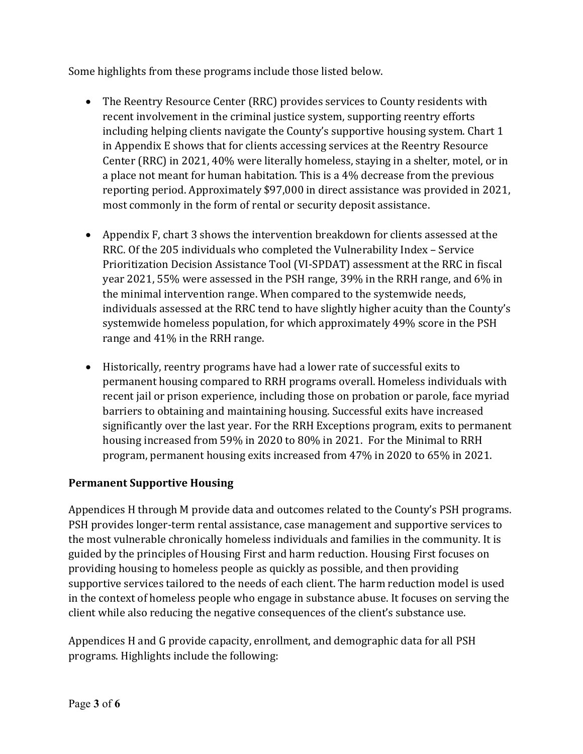Some highlights from these programs include those listed below.

- The Reentry Resource Center (RRC) provides services to County residents with recent involvement in the criminal justice system, supporting reentry efforts including helping clients navigate the County's supportive housing system. Chart 1 in Appendix E shows that for clients accessing services at the Reentry Resource Center (RRC) in 2021, 40% were literally homeless, staying in a shelter, motel, or in a place not meant for human habitation. This is a 4% decrease from the previous reporting period. Approximately $97,000 in direct assistance was provided in 2021, most commonly in the form of rental or security deposit assistance.

- Appendix F, chart 3 shows the intervention breakdown for clients assessed at the RRC. Of the 205 individuals who completed the Vulnerability Index – Service Prioritization Decision Assistance Tool (VI-SPDAT) assessment at the RRC in fiscal year 2021, 55% were assessed in the PSH range, 39% in the RRH range, and 6% in the minimal intervention range. When compared to the systemwide needs, individuals assessed at the RRC tend to have slightly higher acuity than the County's systemwide homeless population, for which approximately 49% score in the PSH range and 41% in the RRH range.

- Historically, reentry programs have had a lower rate of successful exits to permanent housing compared to RRH programs overall. Homeless individuals with recent jail or prison experience, including those on probation or parole, face myriad barriers to obtaining and maintaining housing. Successful exits have increased significantly over the last year. For the RRH Exceptions program, exits to permanent housing increased from 59% in 2020 to 80% in 2021. For the Minimal to RRH program, permanent housing exits increased from 47% in 2020 to 65% in 2021.

## Permanent Supportive Housing

Appendices H through M provide data and outcomes related to the County's PSH programs. PSH provides longer-term rental assistance, case management and supportive services to the most vulnerable chronically homeless individuals and families in the community. It is guided by the principles of Housing First and harm reduction. Housing First focuses on providing housing to homeless people as quickly as possible, and then providing supportive services tailored to the needs of each client. The harm reduction model is used in the context of homeless people who engage in substance abuse. It focuses on serving the client while also reducing the negative consequences of the client's substance use.

Appendices H and G provide capacity, enrollment, and demographic data for all PSH programs. Highlights include the following: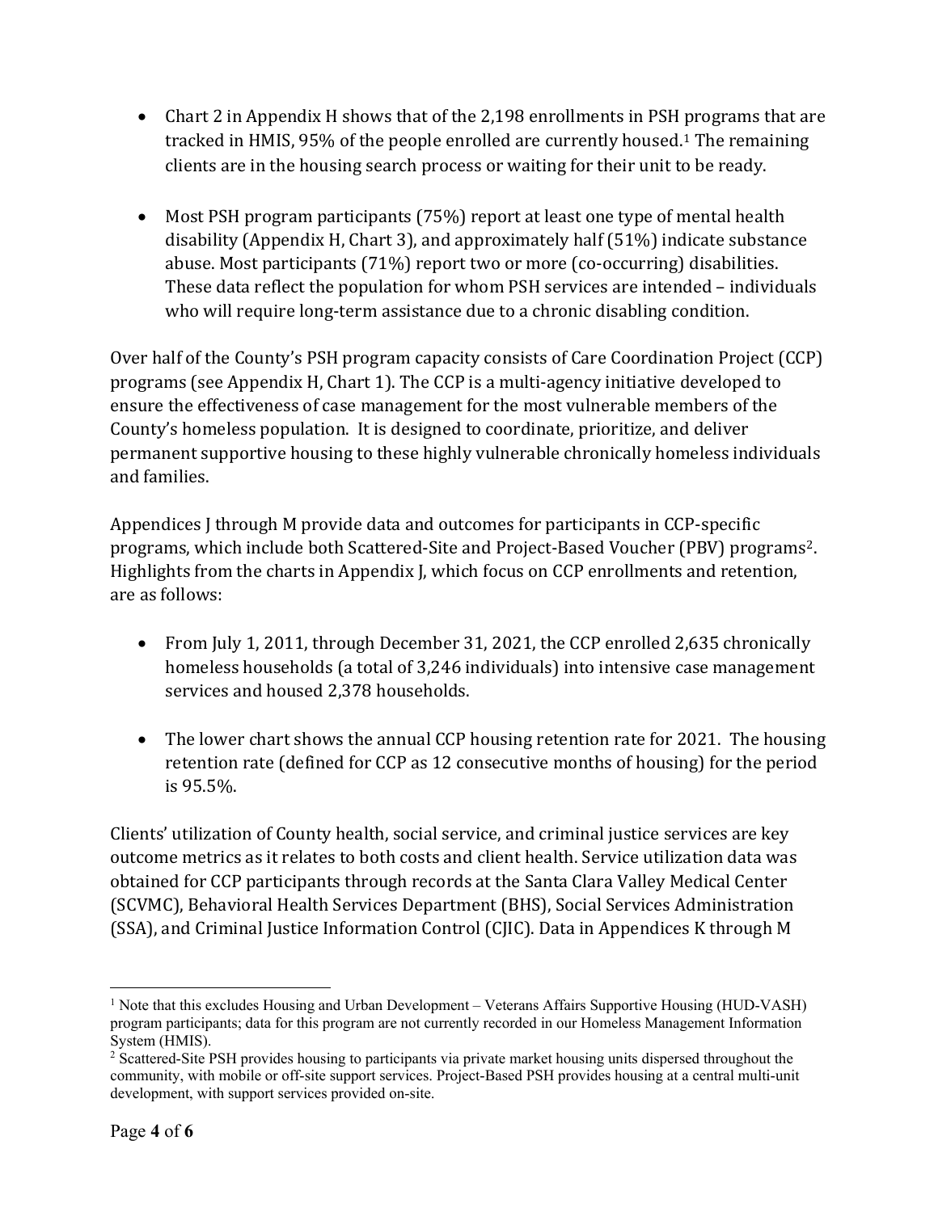- Chart 2 in Appendix H shows that of the 2,198 enrollments in PSH programs that are tracked in HMIS, 95% of the people enrolled are currently housed.[1] The remaining clients are in the housing search process or waiting for their unit to be ready.

- Most PSH program participants (75%) report at least one type of mental health disability (Appendix H, Chart 3), and approximately half (51%) indicate substance abuse. Most participants (71%) report two or more (co-occurring) disabilities. These data reflect the population for whom PSH services are intended – individuals who will require long-term assistance due to a chronic disabling condition.

Over half of the County's PSH program capacity consists of Care Coordination Project (CCP) programs (see Appendix H, Chart 1). The CCP is a multi-agency initiative developed to ensure the effectiveness of case management for the most vulnerable members of the County's homeless population. It is designed to coordinate, prioritize, and deliver permanent supportive housing to these highly vulnerable chronically homeless individuals and families.

Appendices J through M provide data and outcomes for participants in CCP-specific programs, which include both Scattered-Site and Project-Based Voucher (PBV) programs[2]. Highlights from the charts in Appendix J, which focus on CCP enrollments and retention, are as follows:

- From July 1, 2011, through December 31, 2021, the CCP enrolled 2,635 chronically homeless households (a total of 3,246 individuals) into intensive case management services and housed 2,378 households.

- The lower chart shows the annual CCP housing retention rate for 2021. The housing retention rate (defined for CCP as 12 consecutive months of housing) for the period is 95.5%.

Clients' utilization of County health, social service, and criminal justice services are key outcome metrics as it relates to both costs and client health. Service utilization data was obtained for CCP participants through records at the Santa Clara Valley Medical Center (SCVMC), Behavioral Health Services Department (BHS), Social Services Administration (SSA), and Criminal Justice Information Control (CJIC). Data in Appendices K through M

---

[1] Note that this excludes Housing and Urban Development – Veterans Affairs Supportive Housing (HUD-VASH) program participants; data for this program are not currently recorded in our Homeless Management Information System (HMIS).

[2] Scattered-Site PSH provides housing to participants via private market housing units dispersed throughout the community, with mobile or off-site support services. Project-Based PSH provides housing at a central multi-unit development, with support services provided on-site.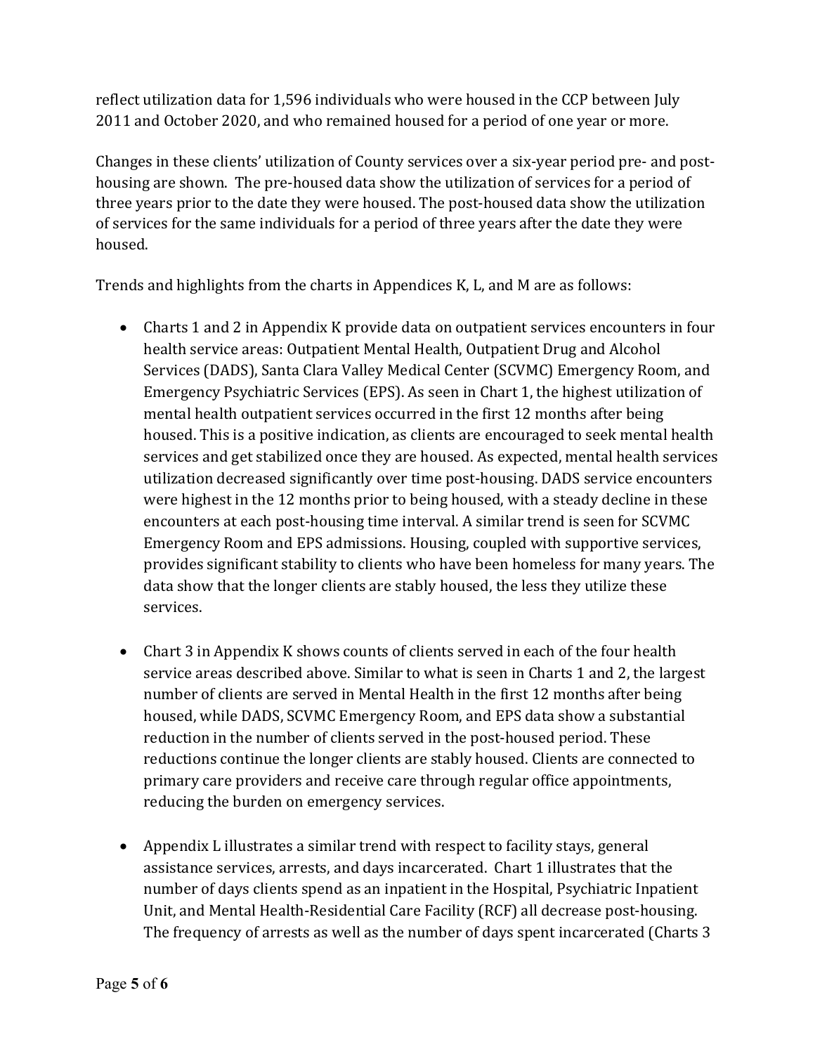reflect utilization data for 1,596 individuals who were housed in the CCP between July 2011 and October 2020, and who remained housed for a period of one year or more.

Changes in these clients' utilization of County services over a six-year period pre- and post-housing are shown. The pre-housed data show the utilization of services for a period of three years prior to the date they were housed. The post-housed data show the utilization of services for the same individuals for a period of three years after the date they were housed.

Trends and highlights from the charts in Appendices K, L, and M are as follows:

- Charts 1 and 2 in Appendix K provide data on outpatient services encounters in four health service areas: Outpatient Mental Health, Outpatient Drug and Alcohol Services (DADS), Santa Clara Valley Medical Center (SCVMC) Emergency Room, and Emergency Psychiatric Services (EPS). As seen in Chart 1, the highest utilization of mental health outpatient services occurred in the first 12 months after being housed. This is a positive indication, as clients are encouraged to seek mental health services and get stabilized once they are housed. As expected, mental health services utilization decreased significantly over time post-housing. DADS service encounters were highest in the 12 months prior to being housed, with a steady decline in these encounters at each post-housing time interval. A similar trend is seen for SCVMC Emergency Room and EPS admissions. Housing, coupled with supportive services, provides significant stability to clients who have been homeless for many years. The data show that the longer clients are stably housed, the less they utilize these services.

- Chart 3 in Appendix K shows counts of clients served in each of the four health service areas described above. Similar to what is seen in Charts 1 and 2, the largest number of clients are served in Mental Health in the first 12 months after being housed, while DADS, SCVMC Emergency Room, and EPS data show a substantial reduction in the number of clients served in the post-housed period. These reductions continue the longer clients are stably housed. Clients are connected to primary care providers and receive care through regular office appointments, reducing the burden on emergency services.

- Appendix L illustrates a similar trend with respect to facility stays, general assistance services, arrests, and days incarcerated. Chart 1 illustrates that the number of days clients spend as an inpatient in the Hospital, Psychiatric Inpatient Unit, and Mental Health-Residential Care Facility (RCF) all decrease post-housing. The frequency of arrests as well as the number of days spent incarcerated (Charts 3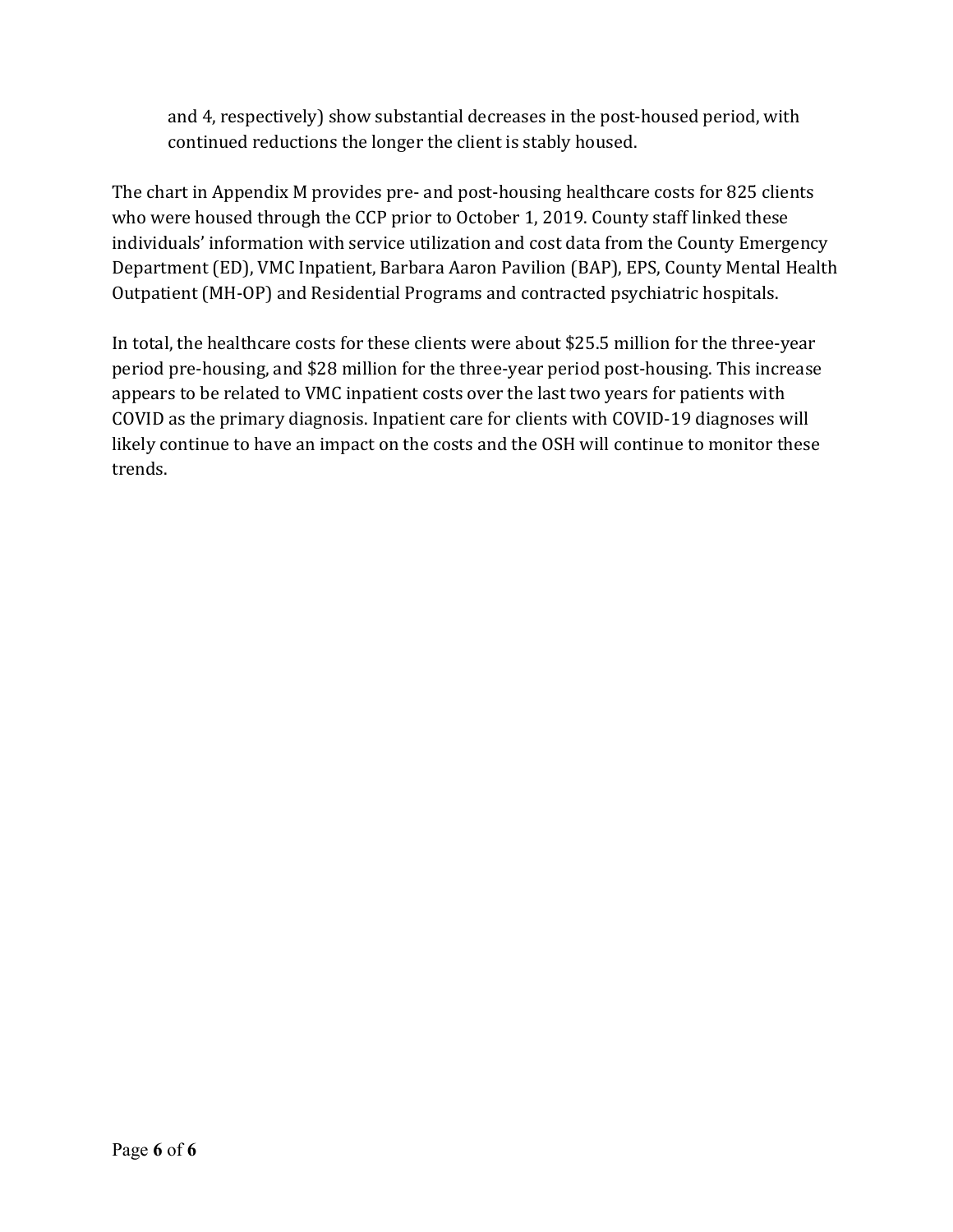and 4, respectively) show substantial decreases in the post-housed period, with continued reductions the longer the client is stably housed.

The chart in Appendix M provides pre- and post-housing healthcare costs for 825 clients who were housed through the CCP prior to October 1, 2019. County staff linked these individuals' information with service utilization and cost data from the County Emergency Department (ED), VMC Inpatient, Barbara Aaron Pavilion (BAP), EPS, County Mental Health Outpatient (MH-OP) and Residential Programs and contracted psychiatric hospitals.

In total, the healthcare costs for these clients were about $25.5 million for the three-year period pre-housing, and $28 million for the three-year period post-housing. This increase appears to be related to VMC inpatient costs over the last two years for patients with COVID as the primary diagnosis. Inpatient care for clients with COVID-19 diagnoses will likely continue to have an impact on the costs and the OSH will continue to monitor these trends.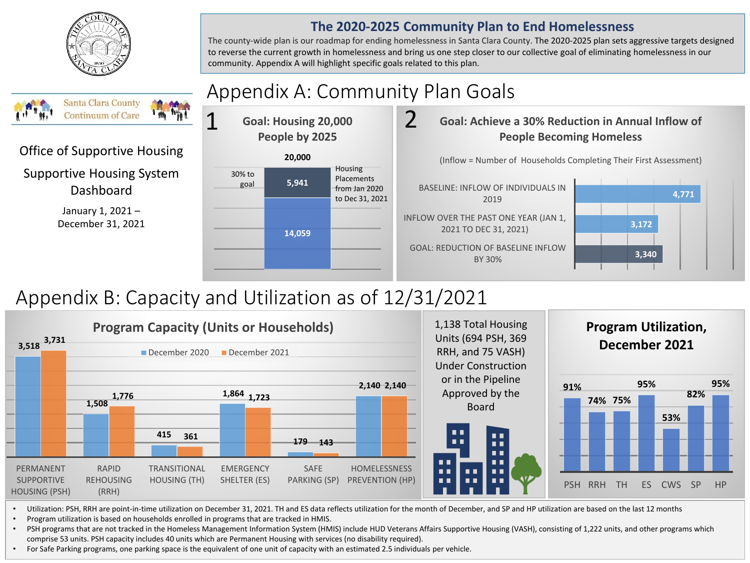Office of Supportive Housing

Supportive Housing System Dashboard

January 1, 2021 – December 31, 2021

## The 2020-2025 Community Plan to End Homelessness

The county-wide plan is our roadmap for ending homelessness in Santa Clara County. The 2020-2025 plan sets aggressive targets designed to reverse the current growth in homelessness and bring us one step closer to our collective goal of eliminating homelessness in our community. Appendix A will highlight specific goals related to this plan.

# Appendix A: Community Plan Goals

### 1 Goal: Housing 20,000 People by 2025

| | Value |
|---|---|
| Goal | 20,000 |
| 30% to goal – Housing Placements from Jan 2020 to Dec 31, 2021 | 5,941 |
| Remaining | 14,059 |

### 2 Goal: Achieve a 30% Reduction in Annual Inflow of People Becoming Homeless

(Inflow = Number of Households Completing Their First Assessment)

| | Inflow |
|---|---|
| BASELINE: INFLOW OF INDIVIDUALS IN 2019 | 4,771 |
| INFLOW OVER THE PAST ONE YEAR (JAN 1, 2021 TO DEC 31, 2021) | 3,172 |
| GOAL: REDUCTION OF BASELINE INFLOW BY 30% | 3,340 |

# Appendix B: Capacity and Utilization as of 12/31/2021

### Program Capacity (Units or Households)

| Program | December 2020 | December 2021 |
|---|---|---|
| PERMANENT SUPPORTIVE HOUSING (PSH) | 3,518 | 3,731 |
| RAPID REHOUSING (RRH) | 1,508 | 1,776 |
| TRANSITIONAL HOUSING (TH) | 415 | 361 |
| EMERGENCY SHELTER (ES) | 1,864 | 1,723 |
| SAFE PARKING (SP) | 179 | 143 |
| HOMELESSNESS PREVENTION (HP) | 2,140 | 2,140 |

1,138 Total Housing Units (694 PSH, 369 RRH, and 75 VASH) Under Construction or in the Pipeline Approved by the Board

### Program Utilization, December 2021

| PSH | RRH | TH | ES | CWS | SP | HP |
|---|---|---|---|---|---|---|
| 91% | 74% | 75% | 95% | 53% | 82% | 95% |

- Utilization: PSH, RRH are point-in-time utilization on December 31, 2021. TH and ES data reflects utilization for the month of December, and SP and HP utilization are based on the last 12 months
- Program utilization is based on households enrolled in programs that are tracked in HMIS.
- PSH programs that are not tracked in the Homeless Management Information System (HMIS) include HUD Veterans Affairs Supportive Housing (VASH), consisting of 1,222 units, and other programs which comprise 53 units. PSH capacity includes 40 units which are Permanent Housing with services (no disability required).
- For Safe Parking programs, one parking space is the equivalent of one unit of capacity with an estimated 2.5 individuals per vehicle.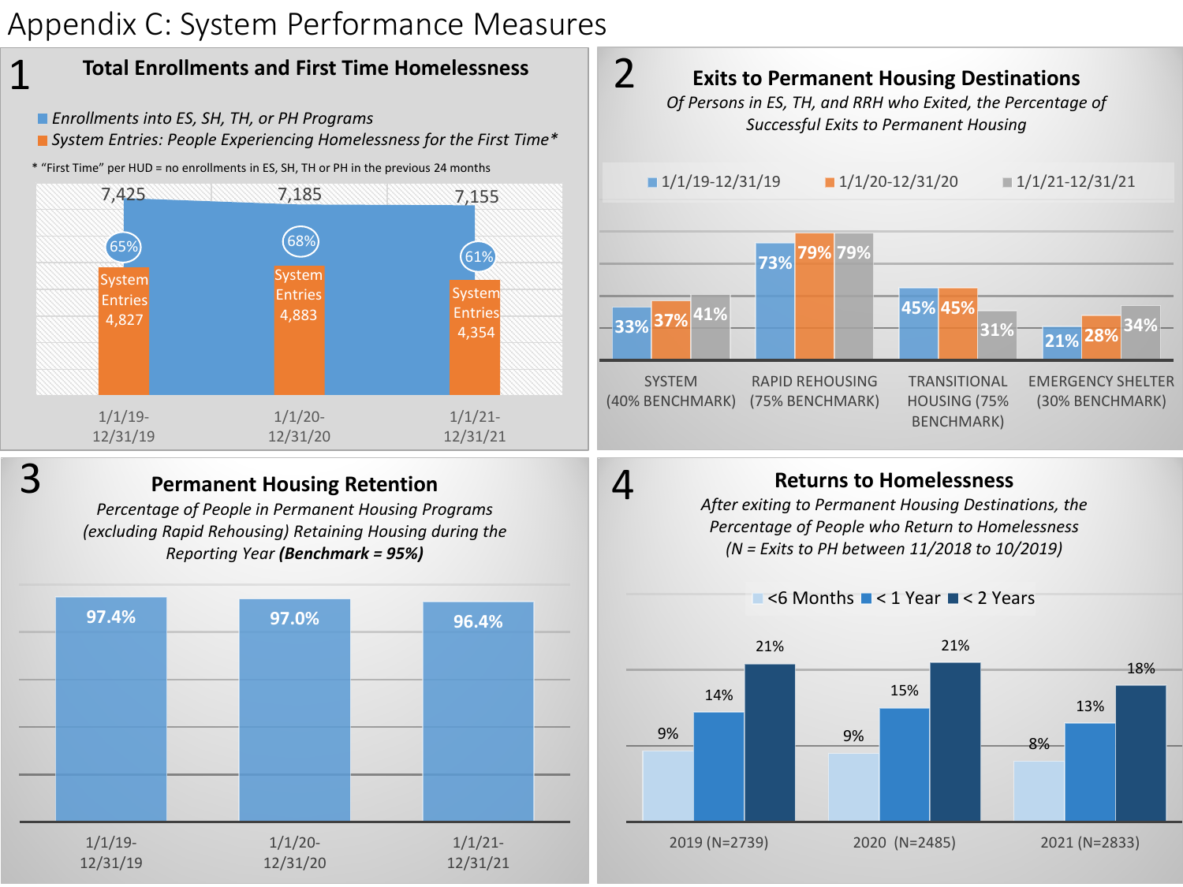# Appendix C: System Performance Measures

## 1 Total Enrollments and First Time Homelessness

- *Enrollments into ES, SH, TH, or PH Programs*
- *System Entries: People Experiencing Homelessness for the First Time**

\* "First Time" per HUD = no enrollments in ES, SH, TH or PH in the previous 24 months

| | 1/1/19-12/31/19 | 1/1/20-12/31/20 | 1/1/21-12/31/21 |
|---|---|---|---|
| Enrollments into ES, SH, TH, or PH Programs | 7,425 | 7,185 | 7,155 |
| System Entries | 4,827 | 4,883 | 4,354 |
| % | 65% | 68% | 61% |

## 2 Exits to Permanent Housing Destinations

*Of Persons in ES, TH, and RRH who Exited, the Percentage of Successful Exits to Permanent Housing*

| | 1/1/19-12/31/19 | 1/1/20-12/31/20 | 1/1/21-12/31/21 |
|---|---|---|---|
| SYSTEM (40% BENCHMARK) | 33% | 37% | 41% |
| RAPID REHOUSING (75% BENCHMARK) | 73% | 79% | 79% |
| TRANSITIONAL HOUSING (75% BENCHMARK) | 45% | 45% | 31% |
| EMERGENCY SHELTER (30% BENCHMARK) | 21% | 28% | 34% |

## 3 Permanent Housing Retention

*Percentage of People in Permanent Housing Programs (excluding Rapid Rehousing) Retaining Housing during the Reporting Year* ***(Benchmark = 95%)***

| 1/1/19-12/31/19 | 1/1/20-12/31/20 | 1/1/21-12/31/21 |
|---|---|---|
| 97.4% | 97.0% | 96.4% |

## 4 Returns to Homelessness

*After exiting to Permanent Housing Destinations, the Percentage of People who Return to Homelessness (N = Exits to PH between 11/2018 to 10/2019)*

| | <6 Months | < 1 Year | < 2 Years |
|---|---|---|---|
| 2019 (N=2739) | 9% | 14% | 21% |
| 2020 (N=2485) | 9% | 15% | 21% |
| 2021 (N=2833) | 8% | 13% | 18% |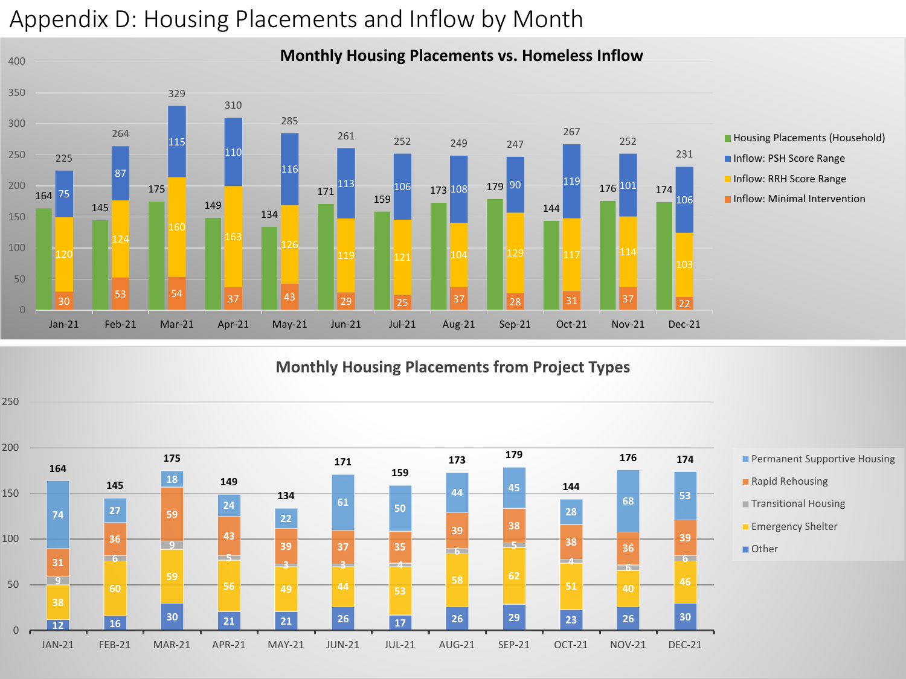# Appendix D: Housing Placements and Inflow by Month

**Monthly Housing Placements vs. Homeless Inflow**

| Month | Housing Placements (Household) | Inflow: PSH Score Range | Inflow: RRH Score Range | Inflow: Minimal Intervention | Total Inflow |
|---|---|---|---|---|---|
| Jan-21 | 164 | 75 | 120 | 30 | 225 |
| Feb-21 | 145 | 87 | 124 | 53 | 264 |
| Mar-21 | 175 | 115 | 160 | 54 | 329 |
| Apr-21 | 149 | 110 | 163 | 37 | 310 |
| May-21 | 134 | 116 | 126 | 43 | 285 |
| Jun-21 | 171 | 113 | 119 | 29 | 261 |
| Jul-21 | 159 | 106 | 121 | 25 | 252 |
| Aug-21 | 173 | 108 | 104 | 37 | 249 |
| Sep-21 | 179 | 90 | 129 | 28 | 247 |
| Oct-21 | 144 | 119 | 117 | 31 | 267 |
| Nov-21 | 176 | 101 | 114 | 37 | 252 |
| Dec-21 | 174 | 106 | 103 | 22 | 231 |

**Monthly Housing Placements from Project Types**

| Month | Permanent Supportive Housing | Rapid Rehousing | Transitional Housing | Emergency Shelter | Other | Total |
|---|---|---|---|---|---|---|
| JAN-21 | 74 | 31 | 9 | 38 | 12 | 164 |
| FEB-21 | 27 | 36 | 6 | 60 | 16 | 145 |
| MAR-21 | 18 | 59 | 9 | 59 | 30 | 175 |
| APR-21 | 24 | 43 | 5 | 56 | 21 | 149 |
| MAY-21 | 22 | 39 | 3 | 49 | 21 | 134 |
| JUN-21 | 61 | 37 | 3 | 44 | 26 | 171 |
| JUL-21 | 50 | 35 | 4 | 53 | 17 | 159 |
| AUG-21 | 44 | 39 | 6 | 58 | 26 | 173 |
| SEP-21 | 45 | 38 | 5 | 62 | 29 | 179 |
| OCT-21 | 28 | 38 | 4 | 51 | 23 | 144 |
| NOV-21 | 68 | 36 | 6 | 40 | 26 | 176 |
| DEC-21 | 53 | 39 | 6 | 46 | 30 | 174 |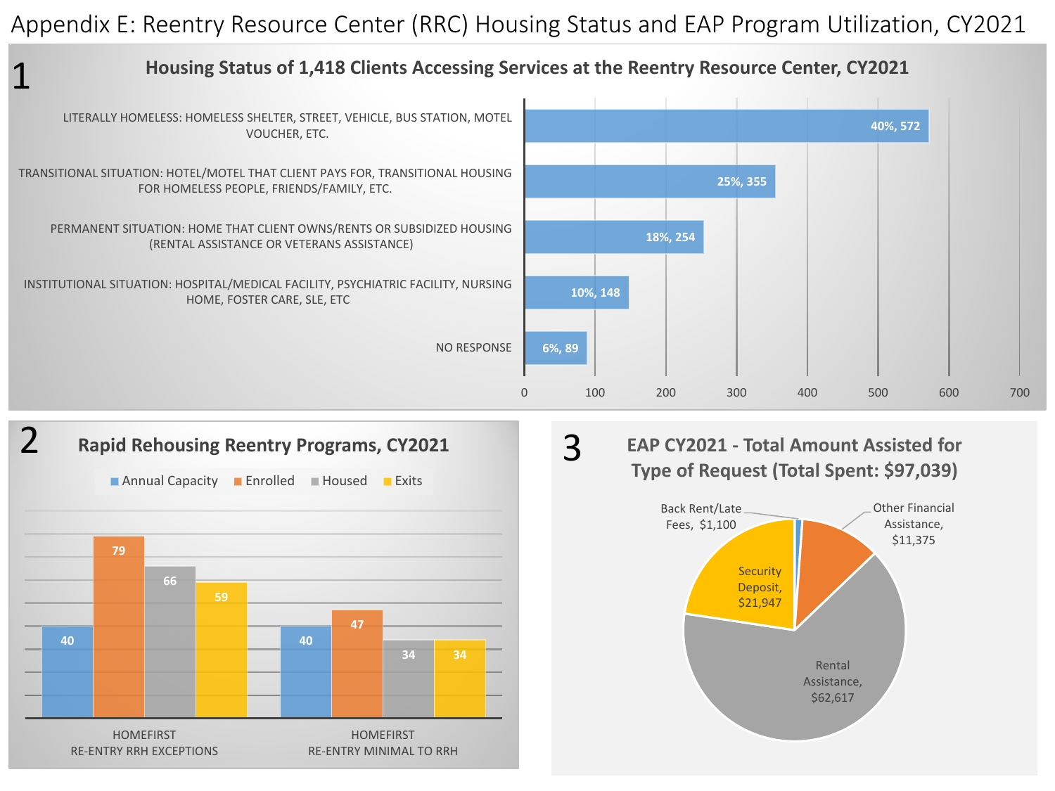# Appendix E: Reentry Resource Center (RRC) Housing Status and EAP Program Utilization, CY2021

## 1

### Housing Status of 1,418 Clients Accessing Services at the Reentry Resource Center, CY2021

| Housing Status | Percent, Count |
|---|---|
| LITERALLY HOMELESS: HOMELESS SHELTER, STREET, VEHICLE, BUS STATION, MOTEL VOUCHER, ETC. | 40%, 572 |
| TRANSITIONAL SITUATION: HOTEL/MOTEL THAT CLIENT PAYS FOR, TRANSITIONAL HOUSING FOR HOMELESS PEOPLE, FRIENDS/FAMILY, ETC. | 25%, 355 |
| PERMANENT SITUATION: HOME THAT CLIENT OWNS/RENTS OR SUBSIDIZED HOUSING (RENTAL ASSISTANCE OR VETERANS ASSISTANCE) | 18%, 254 |
| INSTITUTIONAL SITUATION: HOSPITAL/MEDICAL FACILITY, PSYCHIATRIC FACILITY, NURSING HOME, FOSTER CARE, SLE, ETC | 10%, 148 |
| NO RESPONSE | 6%, 89 |

## 2

### Rapid Rehousing Reentry Programs, CY2021

| Program | Annual Capacity | Enrolled | Housed | Exits |
|---|---|---|---|---|
| HOMEFIRST RE-ENTRY RRH EXCEPTIONS | 40 | 79 | 66 | 59 |
| HOMEFIRST RE-ENTRY MINIMAL TO RRH | 40 | 47 | 34 | 34 |

## 3

### EAP CY2021 - Total Amount Assisted for Type of Request (Total Spent: $97,039)

| Type of Request | Amount |
|---|---|
| Back Rent/Late Fees | $1,100 |
| Other Financial Assistance | $11,375 |
| Rental Assistance | $62,617 |
| Security Deposit | $21,947 |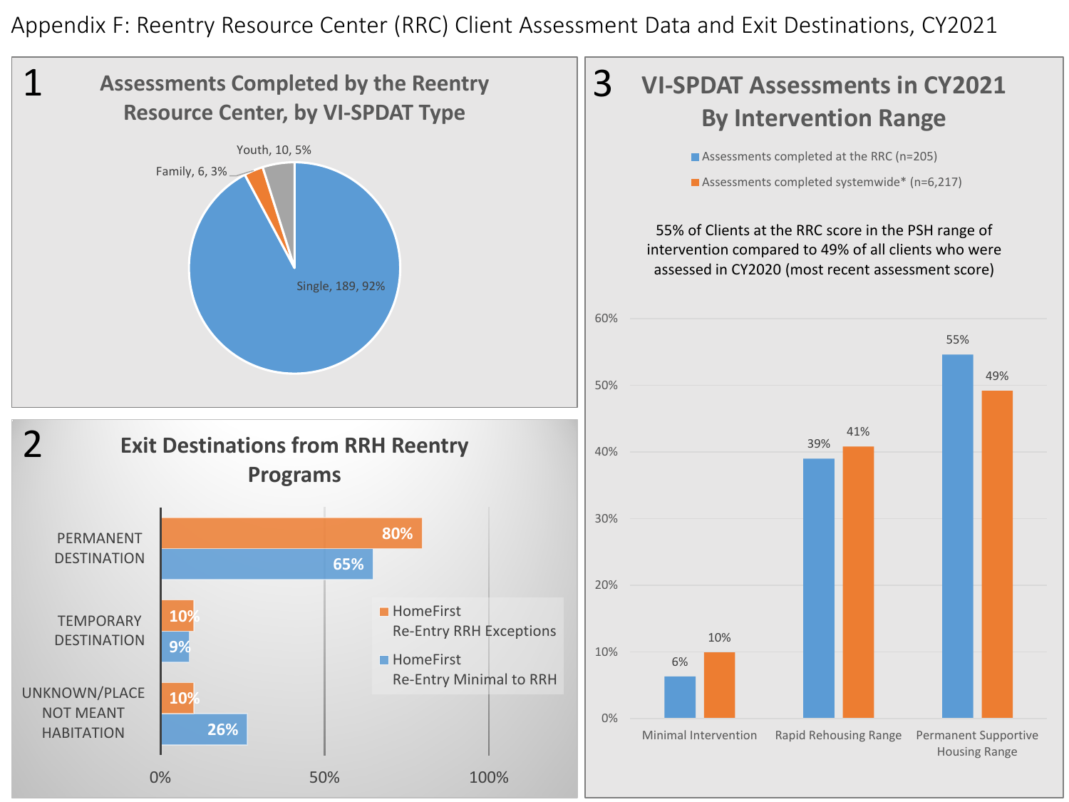# Appendix F: Reentry Resource Center (RRC) Client Assessment Data and Exit Destinations, CY2021

## 1 Assessments Completed by the Reentry Resource Center, by VI-SPDAT Type

| VI-SPDAT Type | Count | Percent |
|---|---|---|
| Single | 189 | 92% |
| Family | 6 | 3% |
| Youth | 10 | 5% |

## 2 Exit Destinations from RRH Reentry Programs

| Destination | HomeFirst Re-Entry RRH Exceptions | HomeFirst Re-Entry Minimal to RRH |
|---|---|---|
| PERMANENT DESTINATION | 80% | 65% |
| TEMPORARY DESTINATION | 10% | 9% |
| UNKNOWN/PLACE NOT MEANT HABITATION | 10% | 26% |

## 3 VI-SPDAT Assessments in CY2021 By Intervention Range

55% of Clients at the RRC score in the PSH range of intervention compared to 49% of all clients who were assessed in CY2020 (most recent assessment score)

| Intervention Range | Assessments completed at the RRC (n=205) | Assessments completed systemwide* (n=6,217) |
|---|---|---|
| Minimal Intervention | 6% | 10% |
| Rapid Rehousing Range | 39% | 41% |
| Permanent Supportive Housing Range | 55% | 49% |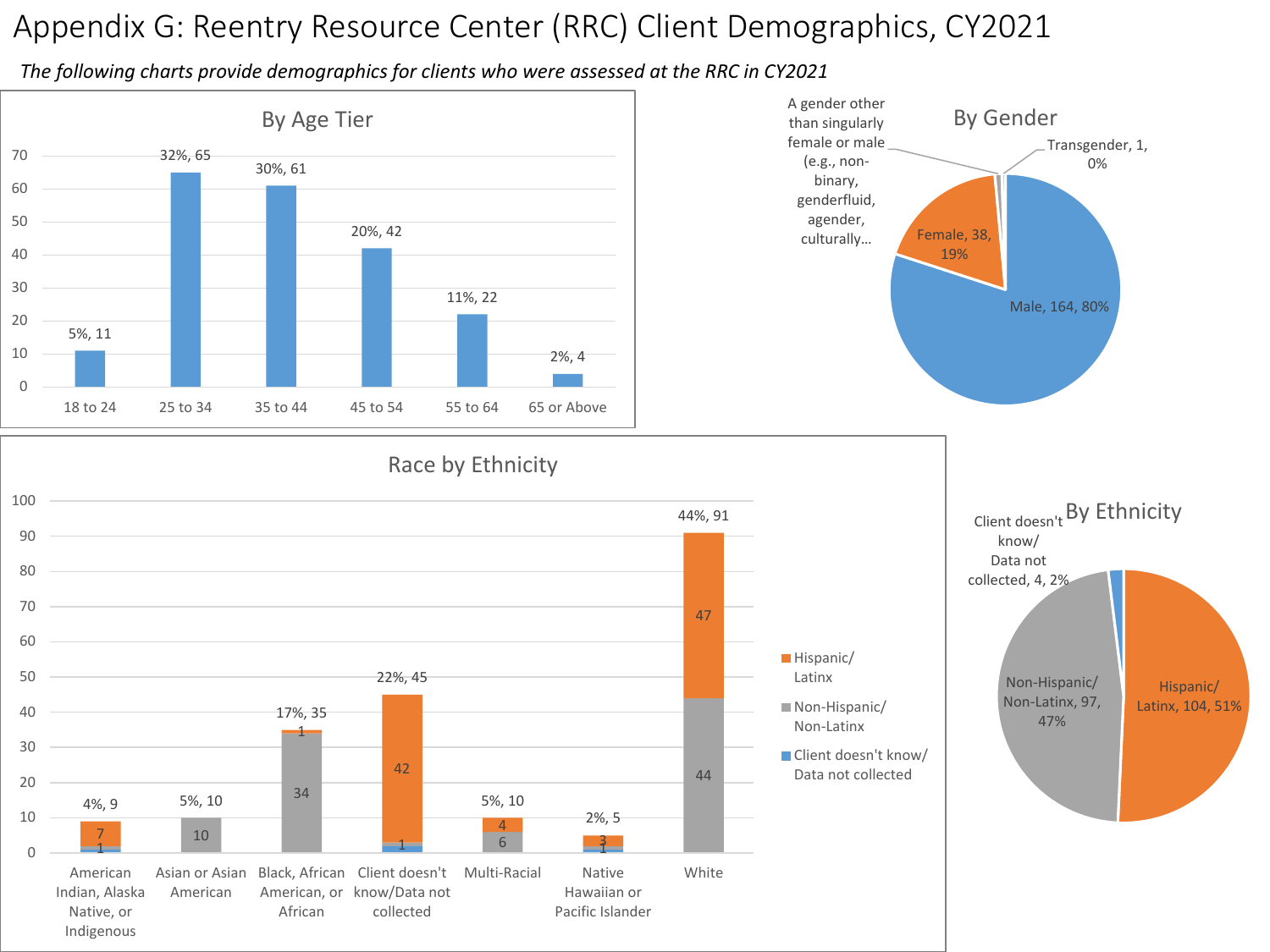# Appendix G: Reentry Resource Center (RRC) Client Demographics, CY2021

*The following charts provide demographics for clients who were assessed at the RRC in CY2021*

**By Age Tier**

| Age Tier | Count | Percent |
|---|---|---|
| 18 to 24 | 11 | 5% |
| 25 to 34 | 65 | 32% |
| 35 to 44 | 61 | 30% |
| 45 to 54 | 42 | 20% |
| 55 to 64 | 22 | 11% |
| 65 or Above | 4 | 2% |

**By Gender**

| Gender | Count | Percent |
|---|---|---|
| Male | 164 | 80% |
| Female | 38 | 19% |
| Transgender | 1 | 0% |
| A gender other than singularly female or male (e.g., non-binary, genderfluid, agender, culturally… | | |

**Race by Ethnicity**

| Race | Hispanic/ Latinx | Non-Hispanic/ Non-Latinx | Client doesn't know/ Data not collected | Total |
|---|---|---|---|---|
| American Indian, Alaska Native, or Indigenous | 7 | | 1 | 4%, 9 |
| Asian or Asian American | | 10 | | 5%, 10 |
| Black, African American, or African | 1 | 34 | | 17%, 35 |
| Client doesn't know/Data not collected | 42 | | 1 | 22%, 45 |
| Multi-Racial | 4 | 6 | | 5%, 10 |
| Native Hawaiian or Pacific Islander | 3 | | 1 | 2%, 5 |
| White | 47 | 44 | | 44%, 91 |

**By Ethnicity**

| Ethnicity | Count | Percent |
|---|---|---|
| Hispanic/ Latinx | 104 | 51% |
| Non-Hispanic/ Non-Latinx | 97 | 47% |
| Client doesn't know/ Data not collected | 4 | 2% |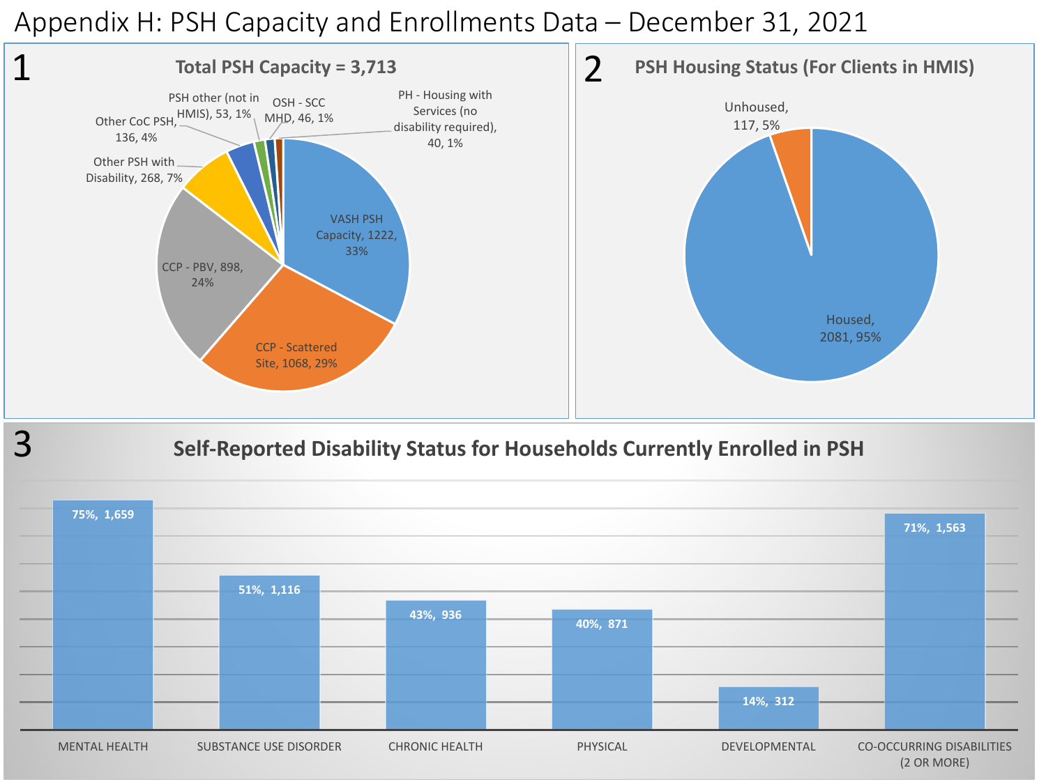# Appendix H: PSH Capacity and Enrollments Data – December 31, 2021

## 1

**Total PSH Capacity = 3,713**

| Category | Count | Percent |
|---|---|---|
| VASH PSH Capacity | 1222 | 33% |
| CCP - Scattered Site | 1068 | 29% |
| CCP - PBV | 898 | 24% |
| Other PSH with Disability | 268 | 7% |
| Other CoC PSH | 136 | 4% |
| PSH other (not in HMIS) | 53 | 1% |
| OSH - SCC MHD | 46 | 1% |
| PH - Housing with Services (no disability required) | 40 | 1% |

## 2

**PSH Housing Status (For Clients in HMIS)**

| Status | Count | Percent |
|---|---|---|
| Housed | 2081 | 95% |
| Unhoused | 117 | 5% |

## 3

**Self-Reported Disability Status for Households Currently Enrolled in PSH**

| Disability | Percent | Count |
|---|---|---|
| MENTAL HEALTH | 75% | 1,659 |
| SUBSTANCE USE DISORDER | 51% | 1,116 |
| CHRONIC HEALTH | 43% | 936 |
| PHYSICAL | 40% | 871 |
| DEVELOPMENTAL | 14% | 312 |
| CO-OCCURRING DISABILITIES (2 OR MORE) | 71% | 1,563 |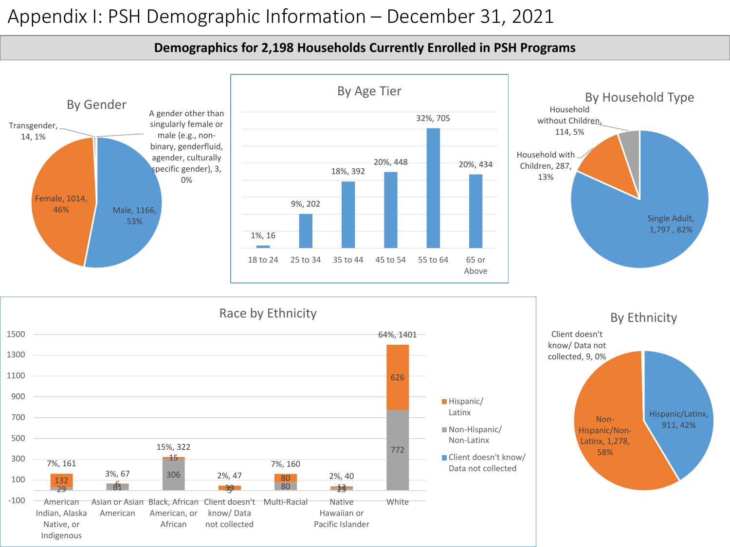# Appendix I: PSH Demographic Information – December 31, 2021

**Demographics for 2,198 Households Currently Enrolled in PSH Programs**

### By Gender

| Gender | Count | Percent |
|---|---|---|
| Male | 1166 | 53% |
| Female | 1014 | 46% |
| Transgender | 14 | 1% |
| A gender other than singularly female or male (e.g., non-binary, genderfluid, agender, culturally specific gender) | 3 | 0% |

### By Age Tier

| Age Tier | Percent | Count |
|---|---|---|
| 18 to 24 | 1% | 16 |
| 25 to 34 | 9% | 202 |
| 35 to 44 | 18% | 392 |
| 45 to 54 | 20% | 448 |
| 55 to 64 | 32% | 705 |
| 65 or Above | 20% | 434 |

### By Household Type

| Household Type | Count | Percent |
|---|---|---|
| Single Adult | 1,797 | 82% |
| Household with Children | 287 | 13% |
| Household without Children | 114 | 5% |

### Race by Ethnicity

| Race | Hispanic/ Latinx | Non-Hispanic/ Non-Latinx | Client doesn't know/ Data not collected | Total |
|---|---|---|---|---|
| American Indian, Alaska Native, or Indigenous | 132 | 29 | | 7%, 161 |
| Asian or Asian American | 6 | 61 | | 3%, 67 |
| Black, African American, or African | 15 | 306 | | 15%, 322 |
| Client doesn't know/ Data not collected | 39 | 5 | | 2%, 47 |
| Multi-Racial | 80 | 80 | | 7%, 160 |
| Native Hawaiian or Pacific Islander | 13 | 25 | | 2%, 40 |
| White | 626 | 772 | | 64%, 1401 |

### By Ethnicity

| Ethnicity | Count | Percent |
|---|---|---|
| Non-Hispanic/Non-Latinx | 1,278 | 58% |
| Hispanic/Latinx | 911 | 42% |
| Client doesn't know/ Data not collected | 9 | 0% |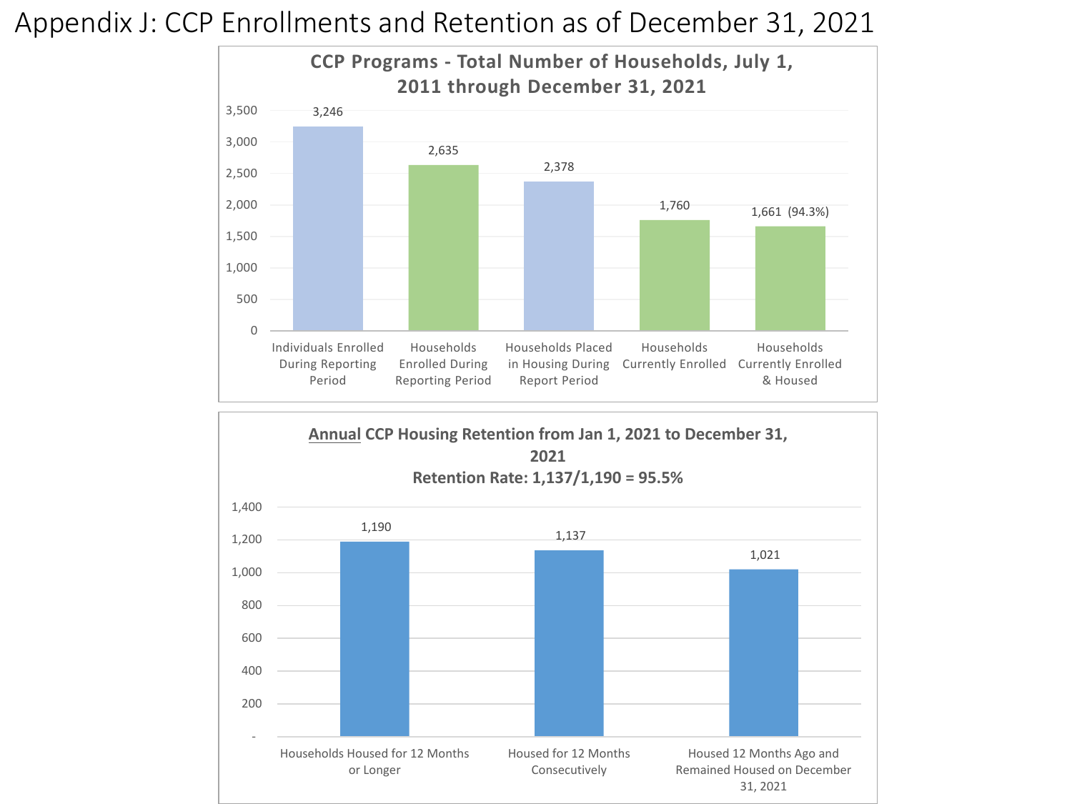# Appendix J: CCP Enrollments and Retention as of December 31, 2021

**CCP Programs - Total Number of Households, July 1, 2011 through December 31, 2021**

| Category | Number |
|---|---|
| Individuals Enrolled During Reporting Period | 3,246 |
| Households Enrolled During Reporting Period | 2,635 |
| Households Placed in Housing During Report Period | 2,378 |
| Households Currently Enrolled | 1,760 |
| Households Currently Enrolled & Housed | 1,661 (94.3%) |

**Annual CCP Housing Retention from Jan 1, 2021 to December 31, 2021**

**Retention Rate: 1,137/1,190 = 95.5%**

| Category | Number |
|---|---|
| Households Housed for 12 Months or Longer | 1,190 |
| Housed for 12 Months Consecutively | 1,137 |
| Housed 12 Months Ago and Remained Housed on December 31, 2021 | 1,021 |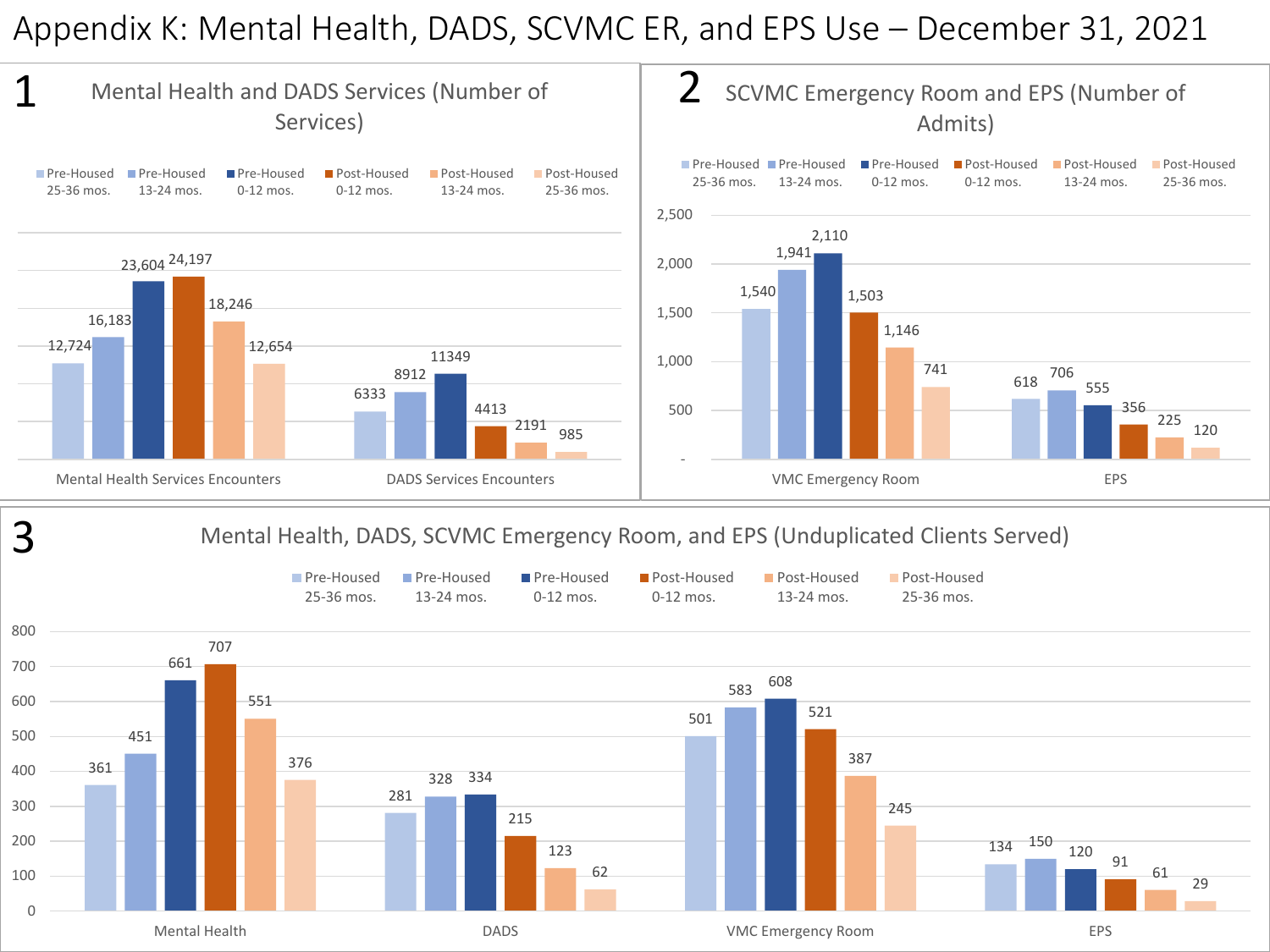# Appendix K: Mental Health, DADS, SCVMC ER, and EPS Use – December 31, 2021

## 1 Mental Health and DADS Services (Number of Services)

| | Pre-Housed 25-36 mos. | Pre-Housed 13-24 mos. | Pre-Housed 0-12 mos. | Post-Housed 0-12 mos. | Post-Housed 13-24 mos. | Post-Housed 25-36 mos. |
|---|---|---|---|---|---|---|
| Mental Health Services Encounters | 12,724 | 16,183 | 23,604 | 24,197 | 18,246 | 12,654 |
| DADS Services Encounters | 6333 | 8912 | 11349 | 4413 | 2191 | 985 |

## 2 SCVMC Emergency Room and EPS (Number of Admits)

| | Pre-Housed 25-36 mos. | Pre-Housed 13-24 mos. | Pre-Housed 0-12 mos. | Post-Housed 0-12 mos. | Post-Housed 13-24 mos. | Post-Housed 25-36 mos. |
|---|---|---|---|---|---|---|
| VMC Emergency Room | 1,540 | 1,941 | 2,110 | 1,503 | 1,146 | 741 |
| EPS | 618 | 706 | 555 | 356 | 225 | 120 |

## 3 Mental Health, DADS, SCVMC Emergency Room, and EPS (Unduplicated Clients Served)

| | Pre-Housed 25-36 mos. | Pre-Housed 13-24 mos. | Pre-Housed 0-12 mos. | Post-Housed 0-12 mos. | Post-Housed 13-24 mos. | Post-Housed 25-36 mos. |
|---|---|---|---|---|---|---|
| Mental Health | 361 | 451 | 661 | 707 | 551 | 376 |
| DADS | 281 | 328 | 334 | 215 | 123 | 62 |
| VMC Emergency Room | 501 | 583 | 608 | 521 | 387 | 245 |
| EPS | 134 | 150 | 120 | 91 | 61 | 29 |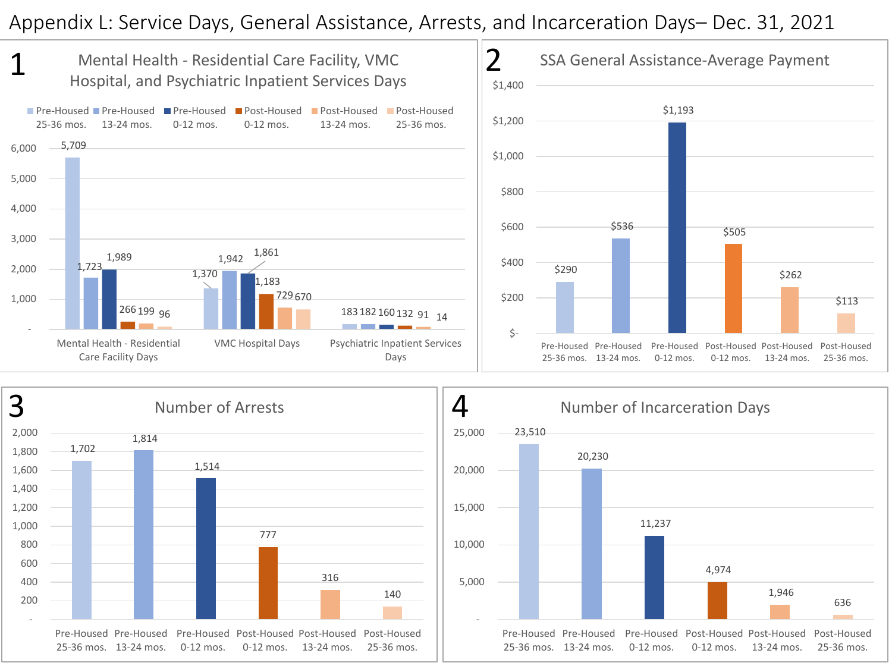# Appendix L: Service Days, General Assistance, Arrests, and Incarceration Days– Dec. 31, 2021

## 1 Mental Health - Residential Care Facility, VMC Hospital, and Psychiatric Inpatient Services Days

| | Pre-Housed 25-36 mos. | Pre-Housed 13-24 mos. | Pre-Housed 0-12 mos. | Post-Housed 0-12 mos. | Post-Housed 13-24 mos. | Post-Housed 25-36 mos. |
|---|---|---|---|---|---|---|
| Mental Health - Residential Care Facility Days | 5,709 | 1,723 | 1,989 | 266 | 199 | 96 |
| VMC Hospital Days | 1,370 | 1,942 | 1,861 | 1,183 | 729 | 670 |
| Psychiatric Inpatient Services Days | 183 | 182 | 160 | 132 | 91 | 14 |

## 2 SSA General Assistance-Average Payment

| Pre-Housed 25-36 mos. | Pre-Housed 13-24 mos. | Pre-Housed 0-12 mos. | Post-Housed 0-12 mos. | Post-Housed 13-24 mos. | Post-Housed 25-36 mos. |
|---|---|---|---|---|---|
| $290 | $536 | $1,193 | $505 | $262 | $113 |

## 3 Number of Arrests

| Pre-Housed 25-36 mos. | Pre-Housed 13-24 mos. | Pre-Housed 0-12 mos. | Post-Housed 0-12 mos. | Post-Housed 13-24 mos. | Post-Housed 25-36 mos. |
|---|---|---|---|---|---|
| 1,702 | 1,814 | 1,514 | 777 | 316 | 140 |

## 4 Number of Incarceration Days

| Pre-Housed 25-36 mos. | Pre-Housed 13-24 mos. | Pre-Housed 0-12 mos. | Post-Housed 0-12 mos. | Post-Housed 13-24 mos. | Post-Housed 25-36 mos. |
|---|---|---|---|---|---|
| 23,510 | 20,230 | 11,237 | 4,974 | 1,946 | 636 |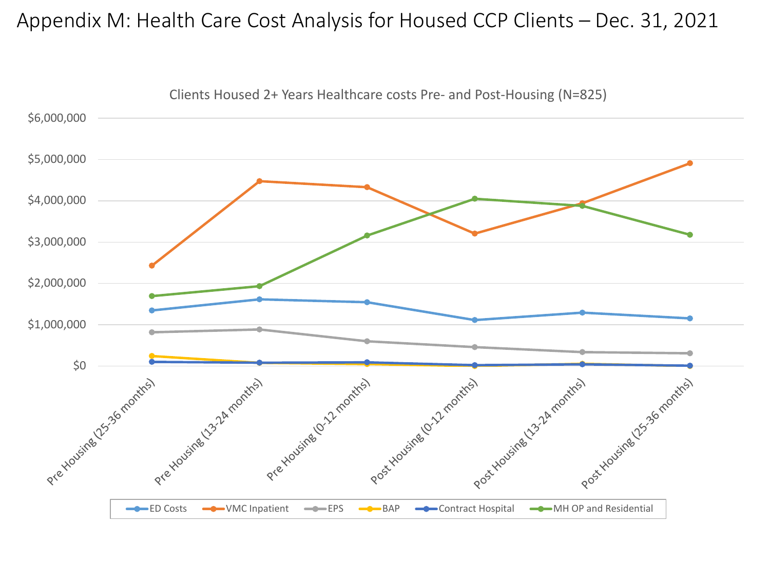# Appendix M: Health Care Cost Analysis for Housed CCP Clients – Dec. 31, 2021

Clients Housed 2+ Years Healthcare costs Pre- and Post-Housing (N=825)

$6,000,000
$5,000,000
$4,000,000
$3,000,000
$2,000,000
$1,000,000
$0

Pre Housing (25-36 months)
Pre Housing (13-24 months)
Pre Housing (0-12 months)
Post Housing (0-12 months)
Post Housing (13-24 months)
Post Housing (25-36 months)

ED Costs
VMC Inpatient
EPS
BAP
Contract Hospital
MH OP and Residential